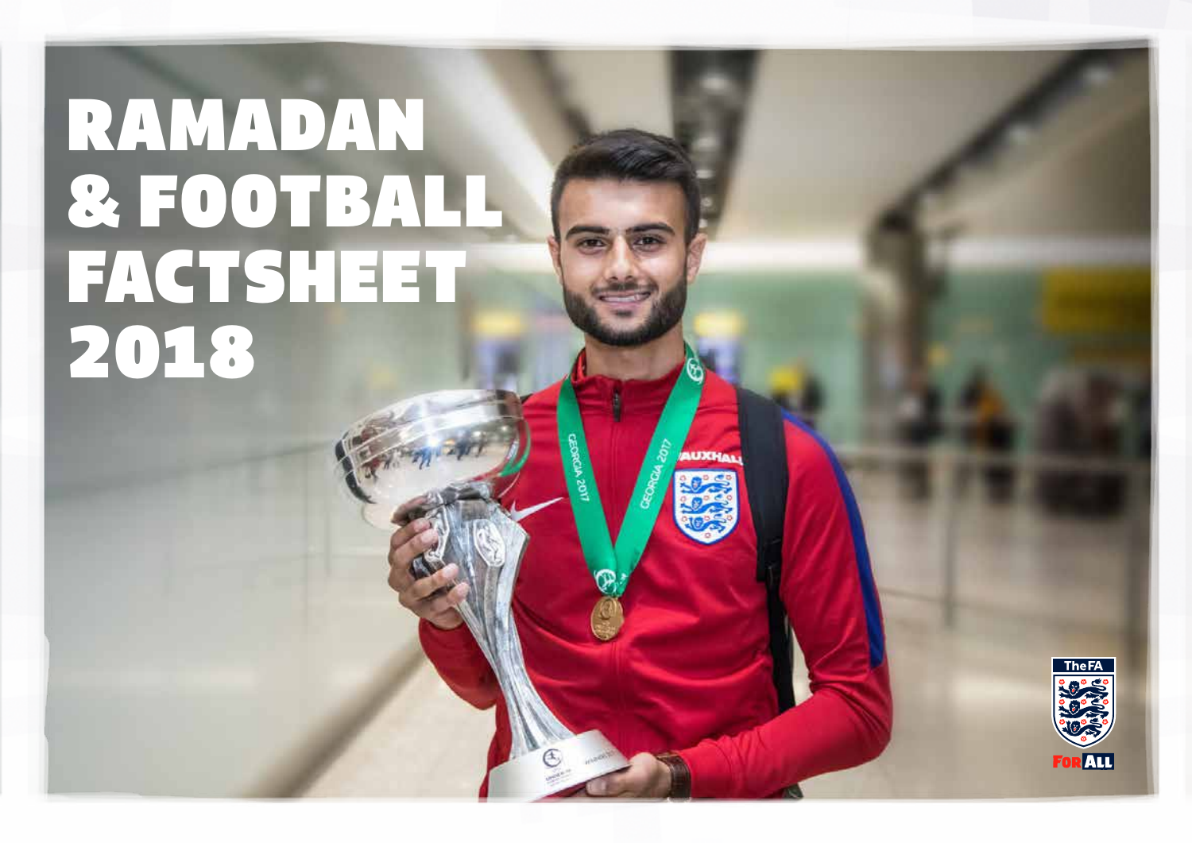# RAMADAN & FOOTBALL FACTSHEET 2018

The FA

FOR ALL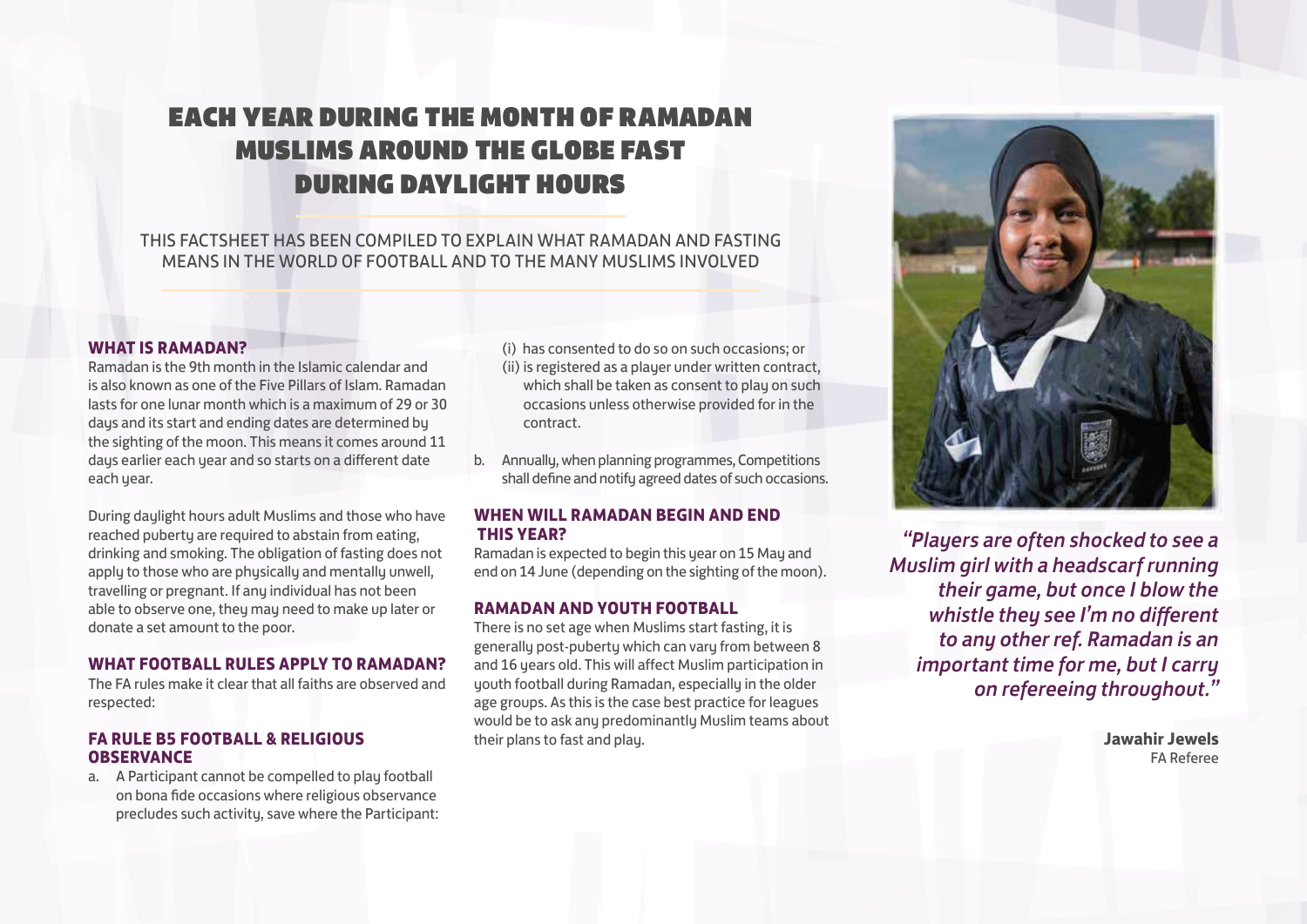# EACH YEAR DURING THE MONTH OF RAMADAN MUSLIMS AROUND THE GLOBE FAST DURING DAYLIGHT HOURS

THIS FACTSHEET HAS BEEN COMPILED TO EXPLAIN WHAT RAMADAN AND FASTING MEANS IN THE WORLD OF FOOTBALL AND TO THE MANY MUSLIMS INVOLVED

## WHAT IS RAMADAN?

Ramadan is the 9th month in the Islamic calendar and is also known as one of the Five Pillars of Islam. Ramadan lasts for one lunar month which is a maximum of 29 or 30 days and its start and ending dates are determined by the sighting of the moon. This means it comes around 11 days earlier each year and so starts on a different date each year.

During daylight hours adult Muslims and those who have reached puberty are required to abstain from eating, drinking and smoking. The obligation of fasting does not apply to those who are physically and mentally unwell, travelling or pregnant. If any individual has not been able to observe one, they may need to make up later or donate a set amount to the poor.

## WHAT FOOTBALL RULES APPLY TO RAMADAN?

The FA rules make it clear that all faiths are observed and respected:

## FA RULE B5 FOOTBALL & RELIGIOUS OBSERVANCE

a. A Participant cannot be compelled to play football on bona fide occasions where religious observance precludes such activity, save where the Participant:

   (i) has consented to do so on such occasions; or

   (ii) is registered as a player under written contract, which shall be taken as consent to play on such occasions unless otherwise provided for in the contract.

b. Annually, when planning programmes, Competitions shall define and notify agreed dates of such occasions.

## WHEN WILL RAMADAN BEGIN AND END THIS YEAR?

Ramadan is expected to begin this year on 15 May and end on 14 June (depending on the sighting of the moon).

## RAMADAN AND YOUTH FOOTBALL

There is no set age when Muslims start fasting, it is generally post-puberty which can vary from between 8 and 16 years old. This will affect Muslim participation in youth football during Ramadan, especially in the older age groups. As this is the case best practice for leagues would be to ask any predominantly Muslim teams about their plans to fast and play.

*"Players are often shocked to see a Muslim girl with a headscarf running their game, but once I blow the whistle they see I'm no different to any other ref. Ramadan is an important time for me, but I carry on refereeing throughout."*

**Jawahir Jewels**
FA Referee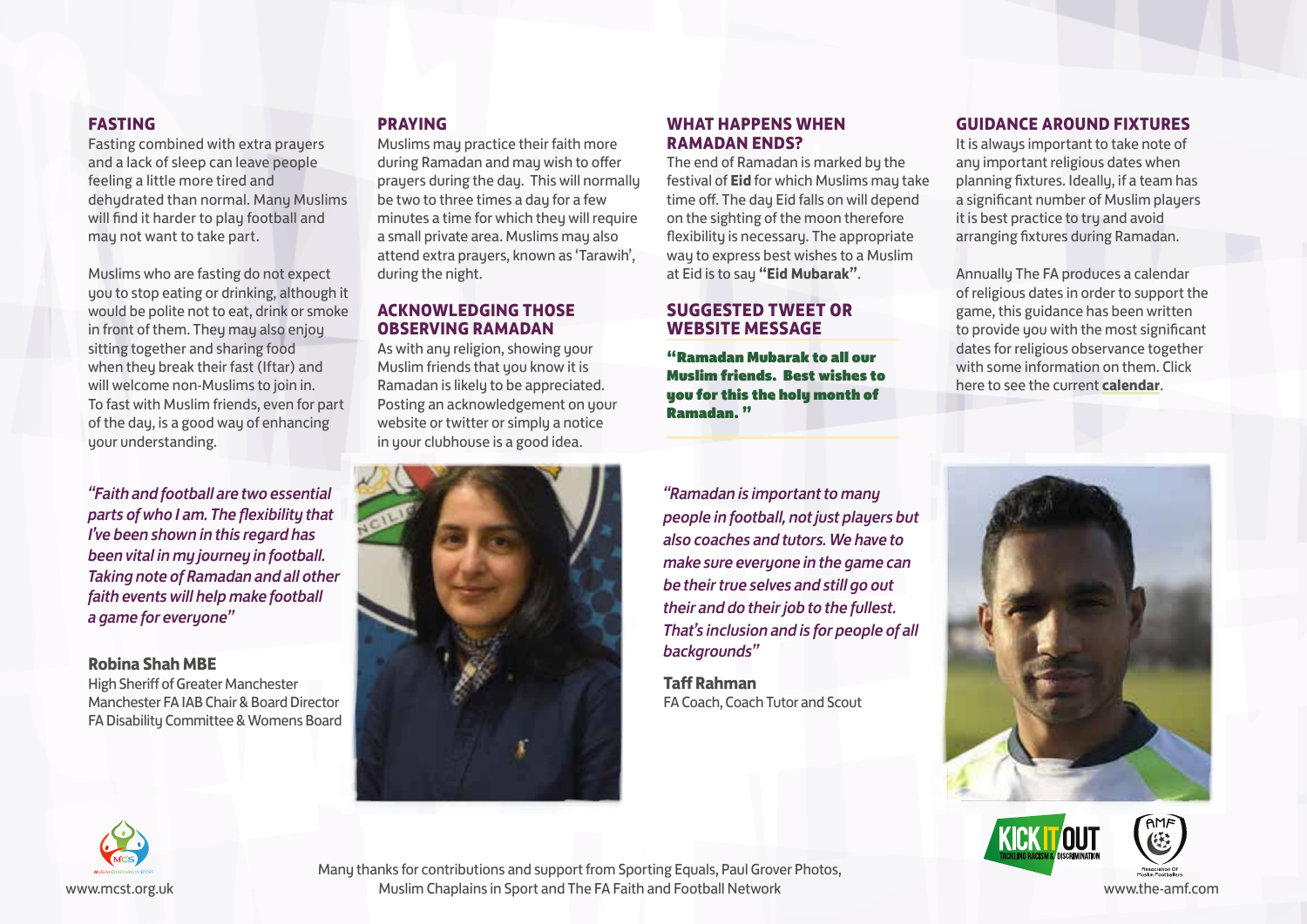## FASTING

Fasting combined with extra prayers and a lack of sleep can leave people feeling a little more tired and dehydrated than normal. Many Muslims will find it harder to play football and may not want to take part.

Muslims who are fasting do not expect you to stop eating or drinking, although it would be polite not to eat, drink or smoke in front of them. They may also enjoy sitting together and sharing food when they break their fast (Iftar) and will welcome non-Muslims to join in. To fast with Muslim friends, even for part of the day, is a good way of enhancing your understanding.

*"Faith and football are two essential parts of who I am. The flexibility that I've been shown in this regard has been vital in my journey in football. Taking note of Ramadan and all other faith events will help make football a game for everyone"*

**Robina Shah MBE**
High Sheriff of Greater Manchester
Manchester FA IAB Chair & Board Director
FA Disability Committee & Womens Board

## PRAYING

Muslims may practice their faith more during Ramadan and may wish to offer prayers during the day. This will normally be two to three times a day for a few minutes a time for which they will require a small private area. Muslims may also attend extra prayers, known as 'Tarawih', during the night.

## ACKNOWLEDGING THOSE OBSERVING RAMADAN

As with any religion, showing your Muslim friends that you know it is Ramadan is likely to be appreciated. Posting an acknowledgement on your website or twitter or simply a notice in your clubhouse is a good idea.

## WHAT HAPPENS WHEN RAMADAN ENDS?

The end of Ramadan is marked by the festival of **Eid** for which Muslims may take time off. The day Eid falls on will depend on the sighting of the moon therefore flexibility is necessary. The appropriate way to express best wishes to a Muslim at Eid is to say **"Eid Mubarak"**.

## SUGGESTED TWEET OR WEBSITE MESSAGE

**"Ramadan Mubarak to all our Muslim friends. Best wishes to you for this the holy month of Ramadan. "**

*"Ramadan is important to many people in football, not just players but also coaches and tutors. We have to make sure everyone in the game can be their true selves and still go out their and do their job to the fullest. That's inclusion and is for people of all backgrounds"*

**Taff Rahman**
FA Coach, Coach Tutor and Scout

## GUIDANCE AROUND FIXTURES

It is always important to take note of any important religious dates when planning fixtures. Ideally, if a team has a significant number of Muslim players it is best practice to try and avoid arranging fixtures during Ramadan.

Annually The FA produces a calendar of religious dates in order to support the game, this guidance has been written to provide you with the most significant dates for religious observance together with some information on them. Click here to see the current **calendar**.

www.mcst.org.uk

Many thanks for contributions and support from Sporting Equals, Paul Grover Photos, Muslim Chaplains in Sport and The FA Faith and Football Network

www.the-amf.com